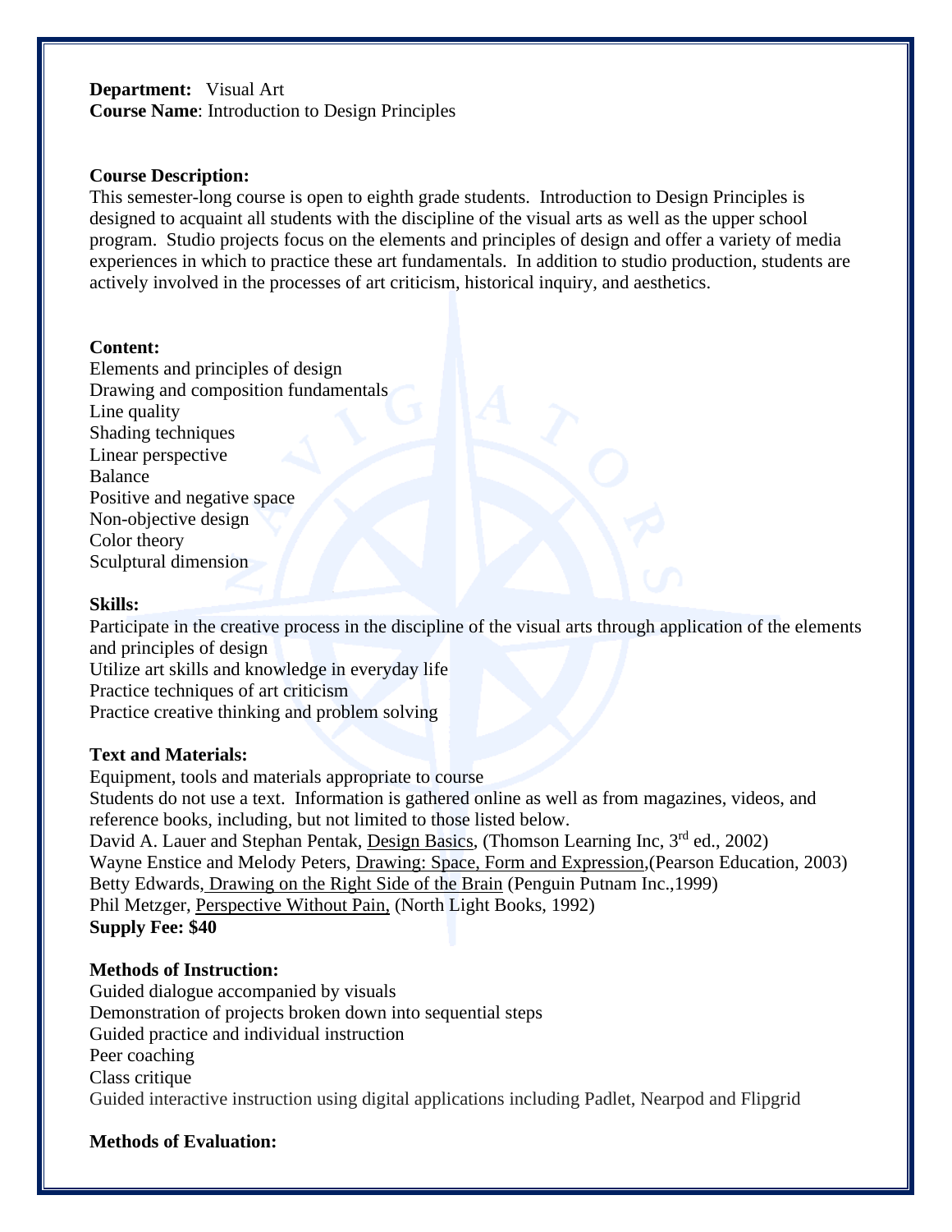**Department:** Visual Art
**Course Name**: Introduction to Design Principles

**Course Description:**
This semester-long course is open to eighth grade students. Introduction to Design Principles is designed to acquaint all students with the discipline of the visual arts as well as the upper school program. Studio projects focus on the elements and principles of design and offer a variety of media experiences in which to practice these art fundamentals. In addition to studio production, students are actively involved in the processes of art criticism, historical inquiry, and aesthetics.

**Content:**
Elements and principles of design
Drawing and composition fundamentals
Line quality
Shading techniques
Linear perspective
Balance
Positive and negative space
Non-objective design
Color theory
Sculptural dimension

**Skills:**
Participate in the creative process in the discipline of the visual arts through application of the elements and principles of design
Utilize art skills and knowledge in everyday life
Practice techniques of art criticism
Practice creative thinking and problem solving

**Text and Materials:**
Equipment, tools and materials appropriate to course
Students do not use a text. Information is gathered online as well as from magazines, videos, and reference books, including, but not limited to those listed below.
David A. Lauer and Stephan Pentak, Design Basics, (Thomson Learning Inc, 3rd ed., 2002)
Wayne Enstice and Melody Peters, Drawing: Space, Form and Expression,(Pearson Education, 2003)
Betty Edwards, Drawing on the Right Side of the Brain (Penguin Putnam Inc.,1999)
Phil Metzger, Perspective Without Pain, (North Light Books, 1992)
**Supply Fee: $40**

**Methods of Instruction:**
Guided dialogue accompanied by visuals
Demonstration of projects broken down into sequential steps
Guided practice and individual instruction
Peer coaching
Class critique
Guided interactive instruction using digital applications including Padlet, Nearpod and Flipgrid

**Methods of Evaluation:**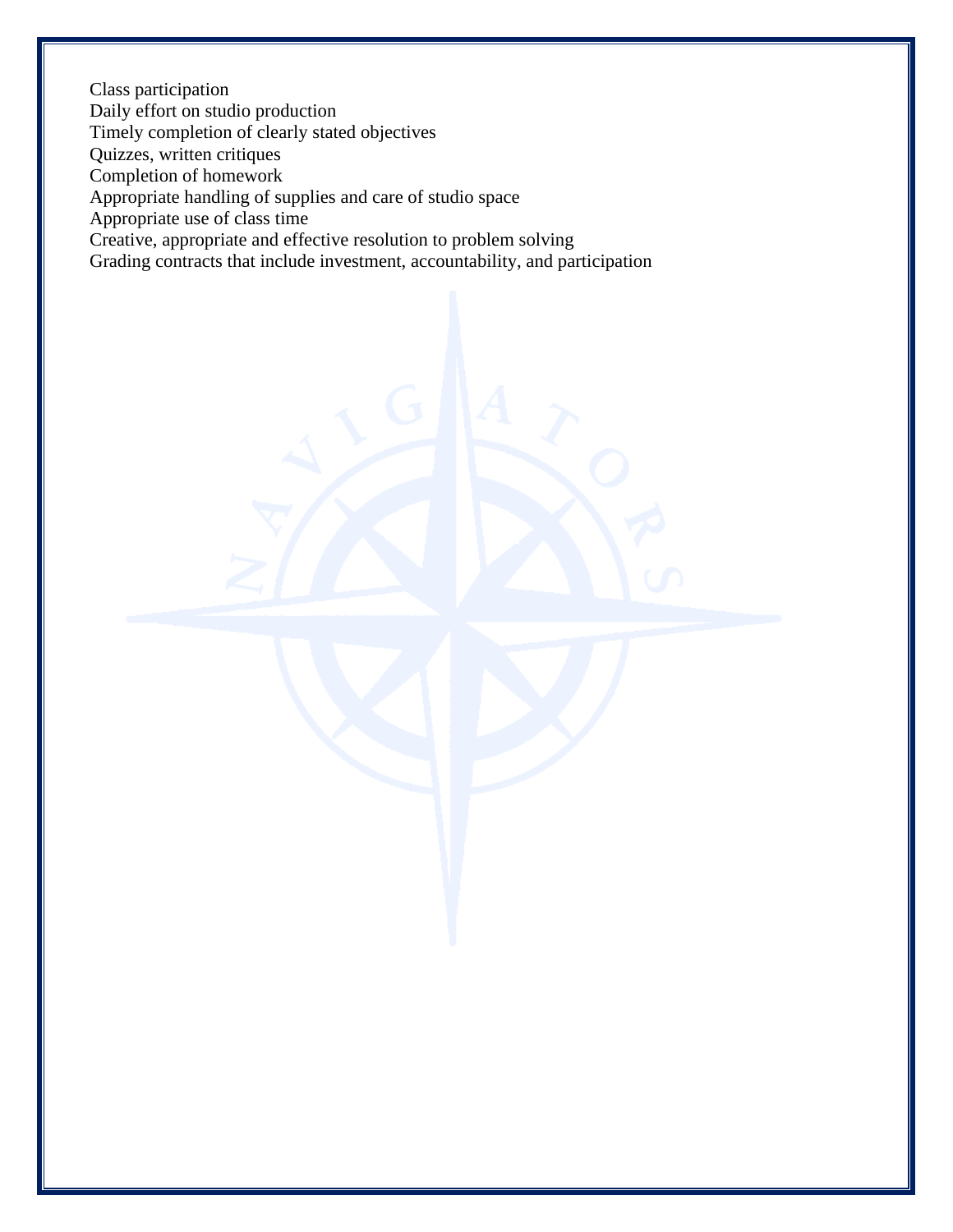Class participation
Daily effort on studio production
Timely completion of clearly stated objectives
Quizzes, written critiques
Completion of homework
Appropriate handling of supplies and care of studio space
Appropriate use of class time
Creative, appropriate and effective resolution to problem solving
Grading contracts that include investment, accountability, and participation